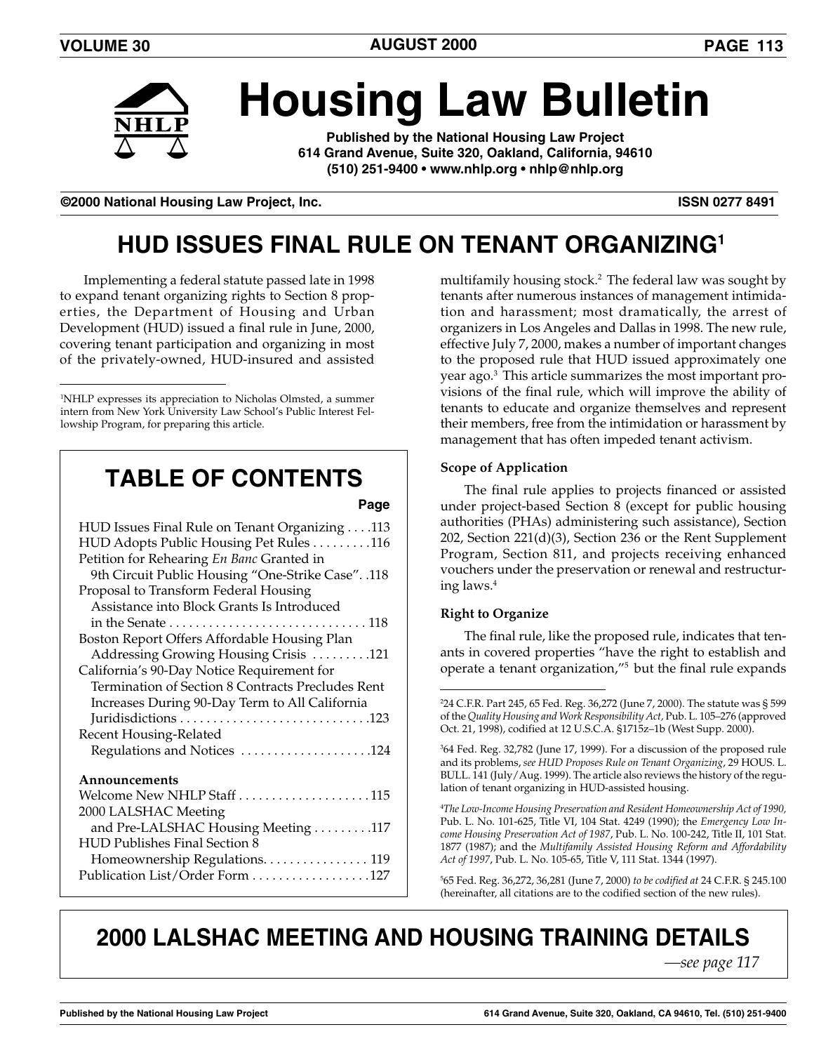# Housing Law Bulletin

**Published by the National Housing Law Project**
**614 Grand Avenue, Suite 320, Oakland, California, 94610**
**(510) 251-9400 • www.nhlp.org • nhlp@nhlp.org**

**©2000 National Housing Law Project, Inc.** **ISSN 0277 8491**

## HUD ISSUES FINAL RULE ON TENANT ORGANIZING[1]

Implementing a federal statute passed late in 1998 to expand tenant organizing rights to Section 8 properties, the Department of Housing and Urban Development (HUD) issued a final rule in June, 2000, covering tenant participation and organizing in most of the privately-owned, HUD-insured and assisted multifamily housing stock.[2] The federal law was sought by tenants after numerous instances of management intimidation and harassment; most dramatically, the arrest of organizers in Los Angeles and Dallas in 1998. The new rule, effective July 7, 2000, makes a number of important changes to the proposed rule that HUD issued approximately one year ago.[3] This article summarizes the most important provisions of the final rule, which will improve the ability of tenants to educate and organize themselves and represent their members, free from the intimidation or harassment by management that has often impeded tenant activism.

### Scope of Application

The final rule applies to projects financed or assisted under project-based Section 8 (except for public housing authorities (PHAs) administering such assistance), Section 202, Section 221(d)(3), Section 236 or the Rent Supplement Program, Section 811, and projects receiving enhanced vouchers under the preservation or renewal and restructuring laws.[4]

### Right to Organize

The final rule, like the proposed rule, indicates that tenants in covered properties "have the right to establish and operate a tenant organization,"[5] but the final rule expands

---

[1]NHLP expresses its appreciation to Nicholas Olmsted, a summer intern from New York University Law School's Public Interest Fellowship Program, for preparing this article.

[2]24 C.F.R. Part 245, 65 Fed. Reg. 36,272 (June 7, 2000). The statute was § 599 of the *Quality Housing and Work Responsibility Act*, Pub. L. 105–276 (approved Oct. 21, 1998), codified at 12 U.S.C.A. §1715z–1b (West Supp. 2000).

[3]64 Fed. Reg. 32,782 (June 17, 1999). For a discussion of the proposed rule and its problems, *see HUD Proposes Rule on Tenant Organizing*, 29 HOUS. L. BULL. 141 (July/Aug. 1999). The article also reviews the history of the regulation of tenant organizing in HUD-assisted housing.

[4]*The Low-Income Housing Preservation and Resident Homeownership Act of 1990*, Pub. L. No. 101-625, Title VI, 104 Stat. 4249 (1990); the *Emergency Low Income Housing Preservation Act of 1987*, Pub. L. No. 100-242, Title II, 101 Stat. 1877 (1987); and the *Multifamily Assisted Housing Reform and Affordability Act of 1997*, Pub. L. No. 105-65, Title V, 111 Stat. 1344 (1997).

[5]65 Fed. Reg. 36,272, 36,281 (June 7, 2000) *to be codified at* 24 C.F.R. § 245.100 (hereinafter, all citations are to the codified section of the new rules).

---

## TABLE OF CONTENTS

| | Page |
|---|---|
| HUD Issues Final Rule on Tenant Organizing | 113 |
| HUD Adopts Public Housing Pet Rules | 116 |
| Petition for Rehearing *En Banc* Granted in 9th Circuit Public Housing "One-Strike Case" | 118 |
| Proposal to Transform Federal Housing Assistance into Block Grants Is Introduced in the Senate | 118 |
| Boston Report Offers Affordable Housing Plan Addressing Growing Housing Crisis | 121 |
| California's 90-Day Notice Requirement for Termination of Section 8 Contracts Precludes Rent Increases During 90-Day Term to All California Juridisdictions | 123 |
| Recent Housing-Related Regulations and Notices | 124 |
| **Announcements** | |
| Welcome New NHLP Staff | 115 |
| 2000 LALSHAC Meeting and Pre-LALSHAC Housing Meeting | 117 |
| HUD Publishes Final Section 8 Homeownership Regulations | 119 |
| Publication List/Order Form | 127 |

---

## 2000 LALSHAC MEETING AND HOUSING TRAINING DETAILS

*—see page 117*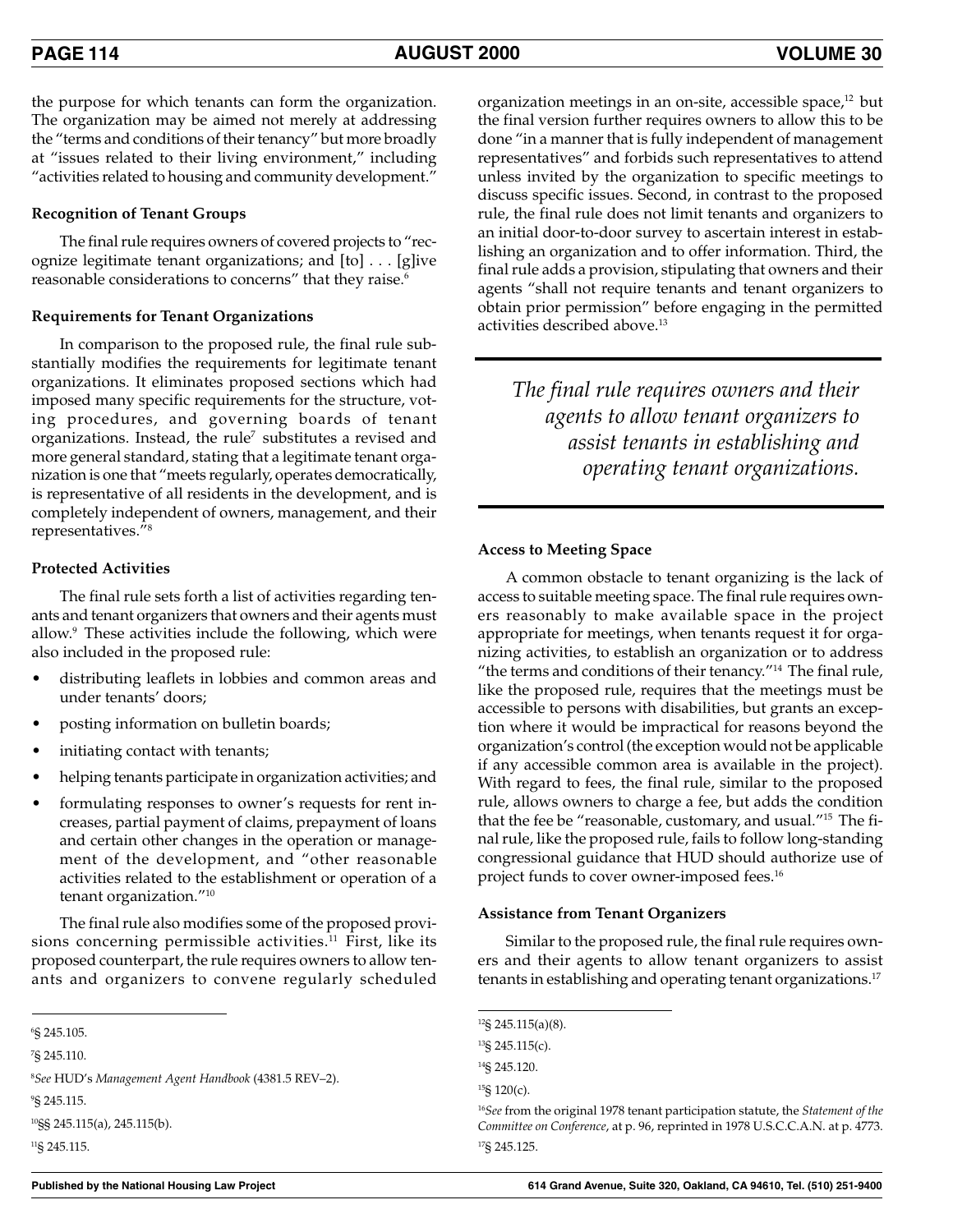the purpose for which tenants can form the organization. The organization may be aimed not merely at addressing the "terms and conditions of their tenancy" but more broadly at "issues related to their living environment," including "activities related to housing and community development."

**Recognition of Tenant Groups**

The final rule requires owners of covered projects to "recognize legitimate tenant organizations; and [to] . . . [g]ive reasonable considerations to concerns" that they raise.[6]

**Requirements for Tenant Organizations**

In comparison to the proposed rule, the final rule substantially modifies the requirements for legitimate tenant organizations. It eliminates proposed sections which had imposed many specific requirements for the structure, voting procedures, and governing boards of tenant organizations. Instead, the rule[7] substitutes a revised and more general standard, stating that a legitimate tenant organization is one that "meets regularly, operates democratically, is representative of all residents in the development, and is completely independent of owners, management, and their representatives."[8]

**Protected Activities**

The final rule sets forth a list of activities regarding tenants and tenant organizers that owners and their agents must allow.[9] These activities include the following, which were also included in the proposed rule:

- distributing leaflets in lobbies and common areas and under tenants' doors;
- posting information on bulletin boards;
- initiating contact with tenants;
- helping tenants participate in organization activities; and
- formulating responses to owner's requests for rent increases, partial payment of claims, prepayment of loans and certain other changes in the operation or management of the development, and "other reasonable activities related to the establishment or operation of a tenant organization."[10]

The final rule also modifies some of the proposed provisions concerning permissible activities.[11] First, like its proposed counterpart, the rule requires owners to allow tenants and organizers to convene regularly scheduled organization meetings in an on-site, accessible space,[12] but the final version further requires owners to allow this to be done "in a manner that is fully independent of management representatives" and forbids such representatives to attend unless invited by the organization to specific meetings to discuss specific issues. Second, in contrast to the proposed rule, the final rule does not limit tenants and organizers to an initial door-to-door survey to ascertain interest in establishing an organization and to offer information. Third, the final rule adds a provision, stipulating that owners and their agents "shall not require tenants and tenant organizers to obtain prior permission" before engaging in the permitted activities described above.[13]

*The final rule requires owners and their agents to allow tenant organizers to assist tenants in establishing and operating tenant organizations.*

**Access to Meeting Space**

A common obstacle to tenant organizing is the lack of access to suitable meeting space. The final rule requires owners reasonably to make available space in the project appropriate for meetings, when tenants request it for organizing activities, to establish an organization or to address "the terms and conditions of their tenancy."[14] The final rule, like the proposed rule, requires that the meetings must be accessible to persons with disabilities, but grants an exception where it would be impractical for reasons beyond the organization's control (the exception would not be applicable if any accessible common area is available in the project). With regard to fees, the final rule, similar to the proposed rule, allows owners to charge a fee, but adds the condition that the fee be "reasonable, customary, and usual."[15] The final rule, like the proposed rule, fails to follow long-standing congressional guidance that HUD should authorize use of project funds to cover owner-imposed fees.[16]

**Assistance from Tenant Organizers**

Similar to the proposed rule, the final rule requires owners and their agents to allow tenant organizers to assist tenants in establishing and operating tenant organizations.[17]

---

[6] § 245.105.

[7] § 245.110.

[8] *See* HUD's *Management Agent Handbook* (4381.5 REV–2).

[9] § 245.115.

[10] §§ 245.115(a), 245.115(b).

[11] § 245.115.

[12] § 245.115(a)(8).

[13] § 245.115(c).

[14] § 245.120.

[15] § 120(c).

[16] *See* from the original 1978 tenant participation statute, the *Statement of the Committee on Conference*, at p. 96, reprinted in 1978 U.S.C.C.A.N. at p. 4773.

[17] § 245.125.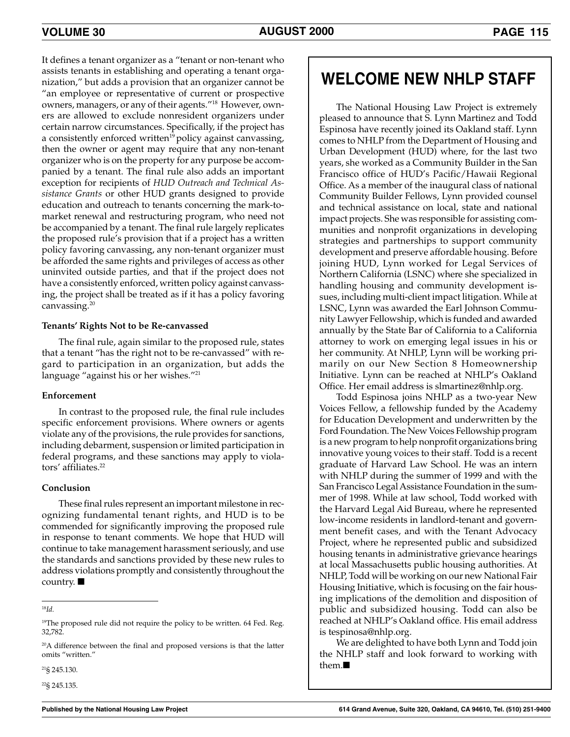It defines a tenant organizer as a "tenant or non-tenant who assists tenants in establishing and operating a tenant organization," but adds a provision that an organizer cannot be "an employee or representative of current or prospective owners, managers, or any of their agents."[18] However, owners are allowed to exclude nonresident organizers under certain narrow circumstances. Specifically, if the project has a consistently enforced written[19] policy against canvassing, then the owner or agent may require that any non-tenant organizer who is on the property for any purpose be accompanied by a tenant. The final rule also adds an important exception for recipients of *HUD Outreach and Technical Assistance Grants* or other HUD grants designed to provide education and outreach to tenants concerning the mark-to-market renewal and restructuring program, who need not be accompanied by a tenant. The final rule largely replicates the proposed rule's provision that if a project has a written policy favoring canvassing, any non-tenant organizer must be afforded the same rights and privileges of access as other uninvited outside parties, and that if the project does not have a consistently enforced, written policy against canvassing, the project shall be treated as if it has a policy favoring canvassing.[20]

**Tenants' Rights Not to be Re-canvassed**

The final rule, again similar to the proposed rule, states that a tenant "has the right not to be re-canvassed" with regard to participation in an organization, but adds the language "against his or her wishes."[21]

**Enforcement**

In contrast to the proposed rule, the final rule includes specific enforcement provisions. Where owners or agents violate any of the provisions, the rule provides for sanctions, including debarment, suspension or limited participation in federal programs, and these sanctions may apply to violators' affiliates.[22]

**Conclusion**

These final rules represent an important milestone in recognizing fundamental tenant rights, and HUD is to be commended for significantly improving the proposed rule in response to tenant comments. We hope that HUD will continue to take management harassment seriously, and use the standards and sanctions provided by these new rules to address violations promptly and consistently throughout the country. ■

---

[18] *Id.*

[19] The proposed rule did not require the policy to be written. 64 Fed. Reg. 32,782.

[20] A difference between the final and proposed versions is that the latter omits "written."

[21] § 245.130.

[22] § 245.135.

## WELCOME NEW NHLP STAFF

The National Housing Law Project is extremely pleased to announce that S. Lynn Martinez and Todd Espinosa have recently joined its Oakland staff. Lynn comes to NHLP from the Department of Housing and Urban Development (HUD) where, for the last two years, she worked as a Community Builder in the San Francisco office of HUD's Pacific/Hawaii Regional Office. As a member of the inaugural class of national Community Builder Fellows, Lynn provided counsel and technical assistance on local, state and national impact projects. She was responsible for assisting communities and nonprofit organizations in developing strategies and partnerships to support community development and preserve affordable housing. Before joining HUD, Lynn worked for Legal Services of Northern California (LSNC) where she specialized in handling housing and community development issues, including multi-client impact litigation. While at LSNC, Lynn was awarded the Earl Johnson Community Lawyer Fellowship, which is funded and awarded annually by the State Bar of California to a California attorney to work on emerging legal issues in his or her community. At NHLP, Lynn will be working primarily on our New Section 8 Homeownership Initiative. Lynn can be reached at NHLP's Oakland Office. Her email address is slmartinez@nhlp.org.

Todd Espinosa joins NHLP as a two-year New Voices Fellow, a fellowship funded by the Academy for Education Development and underwritten by the Ford Foundation. The New Voices Fellowship program is a new program to help nonprofit organizations bring innovative young voices to their staff. Todd is a recent graduate of Harvard Law School. He was an intern with NHLP during the summer of 1999 and with the San Francisco Legal Assistance Foundation in the summer of 1998. While at law school, Todd worked with the Harvard Legal Aid Bureau, where he represented low-income residents in landlord-tenant and government benefit cases, and with the Tenant Advocacy Project, where he represented public and subsidized housing tenants in administrative grievance hearings at local Massachusetts public housing authorities. At NHLP, Todd will be working on our new National Fair Housing Initiative, which is focusing on the fair housing implications of the demolition and disposition of public and subsidized housing. Todd can also be reached at NHLP's Oakland office. His email address is tespinosa@nhlp.org.

We are delighted to have both Lynn and Todd join the NHLP staff and look forward to working with them.■